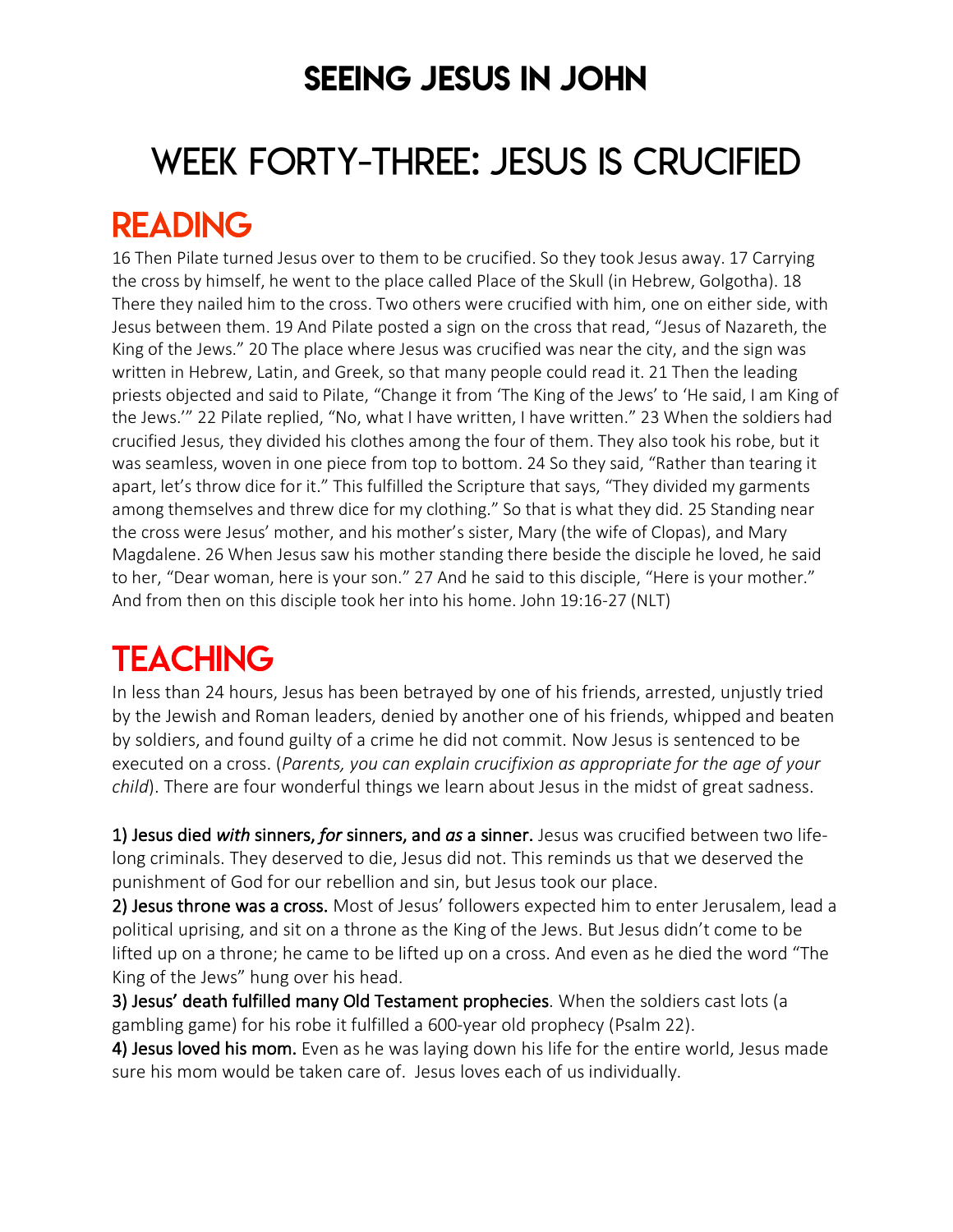# SEEING JESUS IN JOHN

# WEEK FORTY-THREE: JESUS IS CRUCIFIED

## READING

16 Then Pilate turned Jesus over to them to be crucified. So they took Jesus away. 17 Carrying the cross by himself, he went to the place called Place of the Skull (in Hebrew, Golgotha). 18 There they nailed him to the cross. Two others were crucified with him, one on either side, with Jesus between them. 19 And Pilate posted a sign on the cross that read, "Jesus of Nazareth, the King of the Jews." 20 The place where Jesus was crucified was near the city, and the sign was written in Hebrew, Latin, and Greek, so that many people could read it. 21 Then the leading priests objected and said to Pilate, "Change it from 'The King of the Jews' to 'He said, I am King of the Jews.'" 22 Pilate replied, "No, what I have written, I have written." 23 When the soldiers had crucified Jesus, they divided his clothes among the four of them. They also took his robe, but it was seamless, woven in one piece from top to bottom. 24 So they said, "Rather than tearing it apart, let's throw dice for it." This fulfilled the Scripture that says, "They divided my garments among themselves and threw dice for my clothing." So that is what they did. 25 Standing near the cross were Jesus' mother, and his mother's sister, Mary (the wife of Clopas), and Mary Magdalene. 26 When Jesus saw his mother standing there beside the disciple he loved, he said to her, "Dear woman, here is your son." 27 And he said to this disciple, "Here is your mother." And from then on this disciple took her into his home. John 19:16-27 (NLT)

## TEACHING

In less than 24 hours, Jesus has been betrayed by one of his friends, arrested, unjustly tried by the Jewish and Roman leaders, denied by another one of his friends, whipped and beaten by soldiers, and found guilty of a crime he did not commit. Now Jesus is sentenced to be executed on a cross. (*Parents, you can explain crucifixion as appropriate for the age of your child*). There are four wonderful things we learn about Jesus in the midst of great sadness.

**1) Jesus died *with* sinners, *for* sinners, and *as* a sinner.** Jesus was crucified between two life-long criminals. They deserved to die, Jesus did not. This reminds us that we deserved the punishment of God for our rebellion and sin, but Jesus took our place.

**2) Jesus throne was a cross.** Most of Jesus' followers expected him to enter Jerusalem, lead a political uprising, and sit on a throne as the King of the Jews. But Jesus didn't come to be lifted up on a throne; he came to be lifted up on a cross. And even as he died the word "The King of the Jews" hung over his head.

**3) Jesus' death fulfilled many Old Testament prophecies**. When the soldiers cast lots (a gambling game) for his robe it fulfilled a 600-year old prophecy (Psalm 22).

**4) Jesus loved his mom.** Even as he was laying down his life for the entire world, Jesus made sure his mom would be taken care of. Jesus loves each of us individually.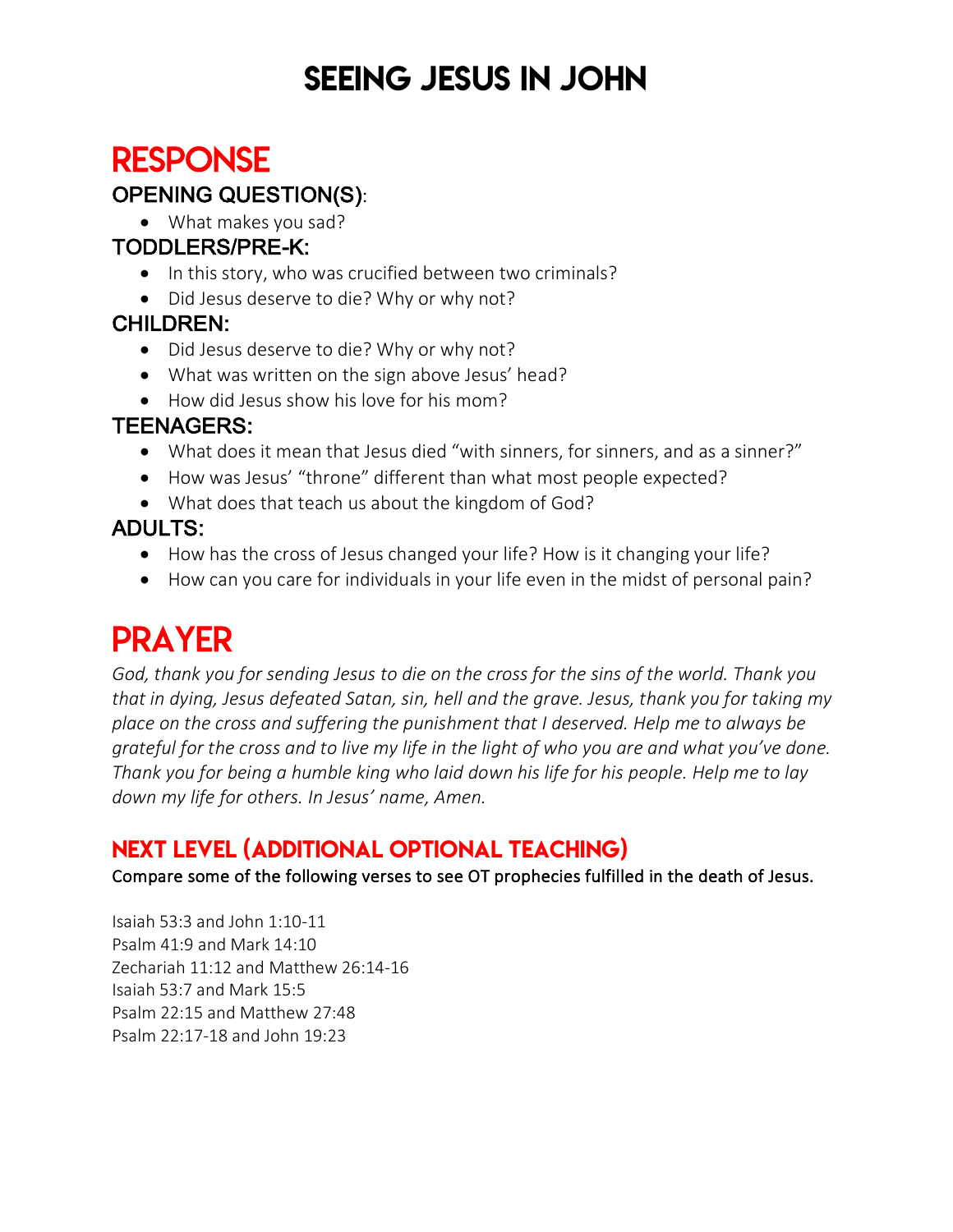# SEEING JESUS IN JOHN

## RESPONSE

### OPENING QUESTION(S):

- What makes you sad?

### TODDLERS/PRE-K:

- In this story, who was crucified between two criminals?
- Did Jesus deserve to die? Why or why not?

### CHILDREN:

- Did Jesus deserve to die? Why or why not?
- What was written on the sign above Jesus' head?
- How did Jesus show his love for his mom?

### TEENAGERS:

- What does it mean that Jesus died "with sinners, for sinners, and as a sinner?"
- How was Jesus' "throne" different than what most people expected?
- What does that teach us about the kingdom of God?

### ADULTS:

- How has the cross of Jesus changed your life? How is it changing your life?
- How can you care for individuals in your life even in the midst of personal pain?

## PRAYER

*God, thank you for sending Jesus to die on the cross for the sins of the world. Thank you that in dying, Jesus defeated Satan, sin, hell and the grave. Jesus, thank you for taking my place on the cross and suffering the punishment that I deserved. Help me to always be grateful for the cross and to live my life in the light of who you are and what you've done. Thank you for being a humble king who laid down his life for his people. Help me to lay down my life for others. In Jesus' name, Amen.*

### NEXT LEVEL (ADDITIONAL OPTIONAL TEACHING)

Compare some of the following verses to see OT prophecies fulfilled in the death of Jesus.

Isaiah 53:3 and John 1:10-11
Psalm 41:9 and Mark 14:10
Zechariah 11:12 and Matthew 26:14-16
Isaiah 53:7 and Mark 15:5
Psalm 22:15 and Matthew 27:48
Psalm 22:17-18 and John 19:23